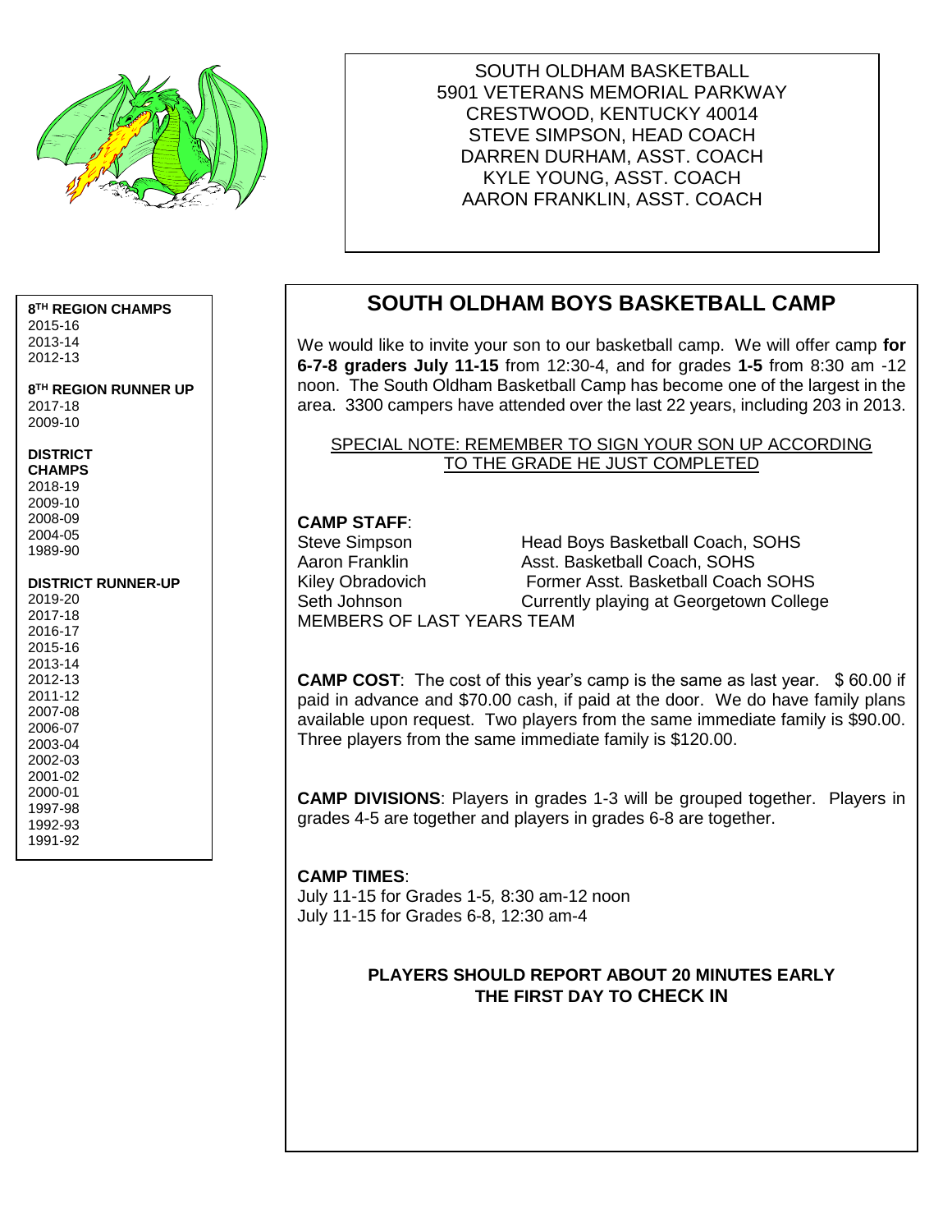SOUTH OLDHAM BASKETBALL
5901 VETERANS MEMORIAL PARKWAY
CRESTWOOD, KENTUCKY 40014
STEVE SIMPSON, HEAD COACH
DARREN DURHAM, ASST. COACH
KYLE YOUNG, ASST. COACH
AARON FRANKLIN, ASST. COACH

# SOUTH OLDHAM BOYS BASKETBALL CAMP

We would like to invite your son to our basketball camp. We will offer camp **for 6-7-8 graders July 11-15** from 12:30-4, and for grades **1-5** from 8:30 am -12 noon. The South Oldham Basketball Camp has become one of the largest in the area. 3300 campers have attended over the last 22 years, including 203 in 2013.

SPECIAL NOTE: REMEMBER TO SIGN YOUR SON UP ACCORDING TO THE GRADE HE JUST COMPLETED

**CAMP STAFF**:

| | |
|---|---|
| Steve Simpson | Head Boys Basketball Coach, SOHS |
| Aaron Franklin | Asst. Basketball Coach, SOHS |
| Kiley Obradovich | Former Asst. Basketball Coach SOHS |
| Seth Johnson | Currently playing at Georgetown College |

MEMBERS OF LAST YEARS TEAM

**CAMP COST**: The cost of this year's camp is the same as last year. $ 60.00 if paid in advance and $70.00 cash, if paid at the door. We do have family plans available upon request. Two players from the same immediate family is $90.00. Three players from the same immediate family is $120.00.

**CAMP DIVISIONS**: Players in grades 1-3 will be grouped together. Players in grades 4-5 are together and players in grades 6-8 are together.

**CAMP TIMES**:
July 11-15 for Grades 1-5, 8:30 am-12 noon
July 11-15 for Grades 6-8, 12:30 am-4

**PLAYERS SHOULD REPORT ABOUT 20 MINUTES EARLY THE FIRST DAY TO CHECK IN**

**8TH REGION CHAMPS**
2015-16
2013-14
2012-13

**8TH REGION RUNNER UP**
2017-18
2009-10

**DISTRICT CHAMPS**
2018-19
2009-10
2008-09
2004-05
1989-90

**DISTRICT RUNNER-UP**
2019-20
2017-18
2016-17
2015-16
2013-14
2012-13
2011-12
2007-08
2006-07
2003-04
2002-03
2001-02
2000-01
1997-98
1992-93
1991-92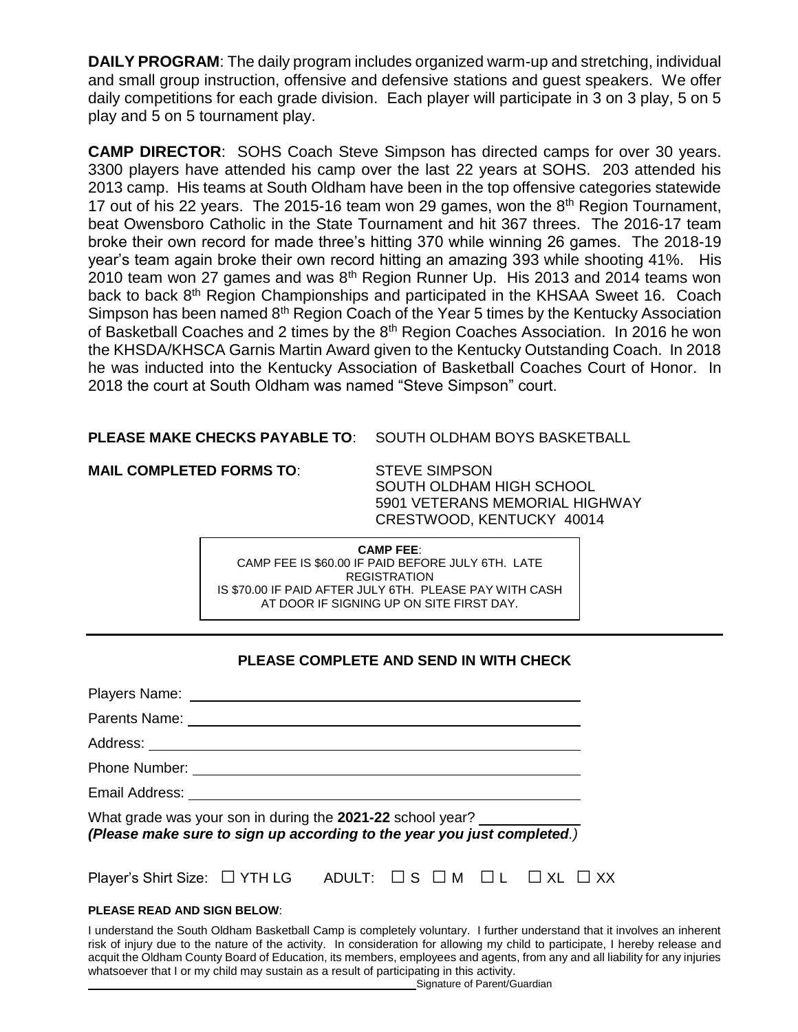**DAILY PROGRAM**: The daily program includes organized warm-up and stretching, individual and small group instruction, offensive and defensive stations and guest speakers. We offer daily competitions for each grade division. Each player will participate in 3 on 3 play, 5 on 5 play and 5 on 5 tournament play.

**CAMP DIRECTOR**: SOHS Coach Steve Simpson has directed camps for over 30 years. 3300 players have attended his camp over the last 22 years at SOHS. 203 attended his 2013 camp. His teams at South Oldham have been in the top offensive categories statewide 17 out of his 22 years. The 2015-16 team won 29 games, won the 8th Region Tournament, beat Owensboro Catholic in the State Tournament and hit 367 threes. The 2016-17 team broke their own record for made three's hitting 370 while winning 26 games. The 2018-19 year's team again broke their own record hitting an amazing 393 while shooting 41%. His 2010 team won 27 games and was 8th Region Runner Up. His 2013 and 2014 teams won back to back 8th Region Championships and participated in the KHSAA Sweet 16. Coach Simpson has been named 8th Region Coach of the Year 5 times by the Kentucky Association of Basketball Coaches and 2 times by the 8th Region Coaches Association. In 2016 he won the KHSDA/KHSCA Garnis Martin Award given to the Kentucky Outstanding Coach. In 2018 he was inducted into the Kentucky Association of Basketball Coaches Court of Honor. In 2018 the court at South Oldham was named "Steve Simpson" court.

**PLEASE MAKE CHECKS PAYABLE TO**: SOUTH OLDHAM BOYS BASKETBALL

**MAIL COMPLETED FORMS TO**:
STEVE SIMPSON
SOUTH OLDHAM HIGH SCHOOL
5901 VETERANS MEMORIAL HIGHWAY
CRESTWOOD, KENTUCKY 40014

**CAMP FEE**:
CAMP FEE IS $60.00 IF PAID BEFORE JULY 6TH. LATE REGISTRATION IS $70.00 IF PAID AFTER JULY 6TH. PLEASE PAY WITH CASH AT DOOR IF SIGNING UP ON SITE FIRST DAY.

---

**PLEASE COMPLETE AND SEND IN WITH CHECK**

Players Name: ______________________________

Parents Name: ______________________________

Address: ______________________________

Phone Number: ______________________________

Email Address: ______________________________

What grade was your son in during the **2021-22** school year? ____________
***(Please make sure to sign up according to the year you just completed.)***

Player's Shirt Size: ☐ YTH LG ADULT: ☐ S ☐ M ☐ L ☐ XL ☐ XX

**PLEASE READ AND SIGN BELOW**:

I understand the South Oldham Basketball Camp is completely voluntary. I further understand that it involves an inherent risk of injury due to the nature of the activity. In consideration for allowing my child to participate, I hereby release and acquit the Oldham County Board of Education, its members, employees and agents, from any and all liability for any injuries whatsoever that I or my child may sustain as a result of participating in this activity.

______________________________ Signature of Parent/Guardian